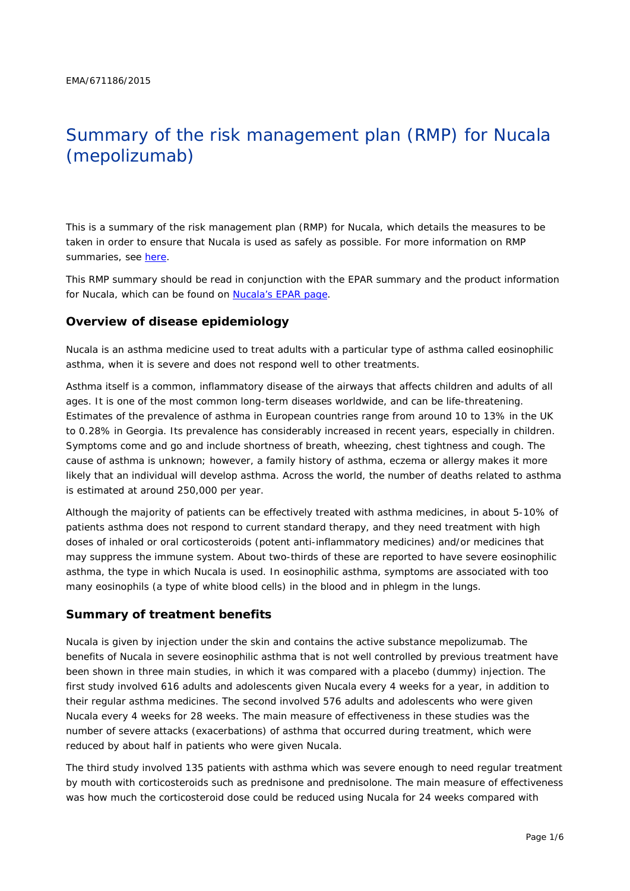EMA/671186/2015

# Summary of the risk management plan (RMP) for Nucala (mepolizumab)

This is a summary of the risk management plan (RMP) for Nucala, which details the measures to be taken in order to ensure that Nucala is used as safely as possible. For more information on RMP summaries, see [here](#).

This RMP summary should be read in conjunction with the EPAR summary and the product information for Nucala, which can be found on [Nucala's EPAR page](#).

## Overview of disease epidemiology

Nucala is an asthma medicine used to treat adults with a particular type of asthma called eosinophilic asthma, when it is severe and does not respond well to other treatments.

Asthma itself is a common, inflammatory disease of the airways that affects children and adults of all ages. It is one of the most common long-term diseases worldwide, and can be life-threatening. Estimates of the prevalence of asthma in European countries range from around 10 to 13% in the UK to 0.28% in Georgia. Its prevalence has considerably increased in recent years, especially in children. Symptoms come and go and include shortness of breath, wheezing, chest tightness and cough. The cause of asthma is unknown; however, a family history of asthma, eczema or allergy makes it more likely that an individual will develop asthma. Across the world, the number of deaths related to asthma is estimated at around 250,000 per year.

Although the majority of patients can be effectively treated with asthma medicines, in about 5-10% of patients asthma does not respond to current standard therapy, and they need treatment with high doses of inhaled or oral corticosteroids (potent anti-inflammatory medicines) and/or medicines that may suppress the immune system. About two-thirds of these are reported to have severe eosinophilic asthma, the type in which Nucala is used. In eosinophilic asthma, symptoms are associated with too many eosinophils (a type of white blood cells) in the blood and in phlegm in the lungs.

## Summary of treatment benefits

Nucala is given by injection under the skin and contains the active substance mepolizumab. The benefits of Nucala in severe eosinophilic asthma that is not well controlled by previous treatment have been shown in three main studies, in which it was compared with a placebo (dummy) injection. The first study involved 616 adults and adolescents given Nucala every 4 weeks for a year, in addition to their regular asthma medicines. The second involved 576 adults and adolescents who were given Nucala every 4 weeks for 28 weeks. The main measure of effectiveness in these studies was the number of severe attacks (exacerbations) of asthma that occurred during treatment, which were reduced by about half in patients who were given Nucala.

The third study involved 135 patients with asthma which was severe enough to need regular treatment by mouth with corticosteroids such as prednisone and prednisolone. The main measure of effectiveness was how much the corticosteroid dose could be reduced using Nucala for 24 weeks compared with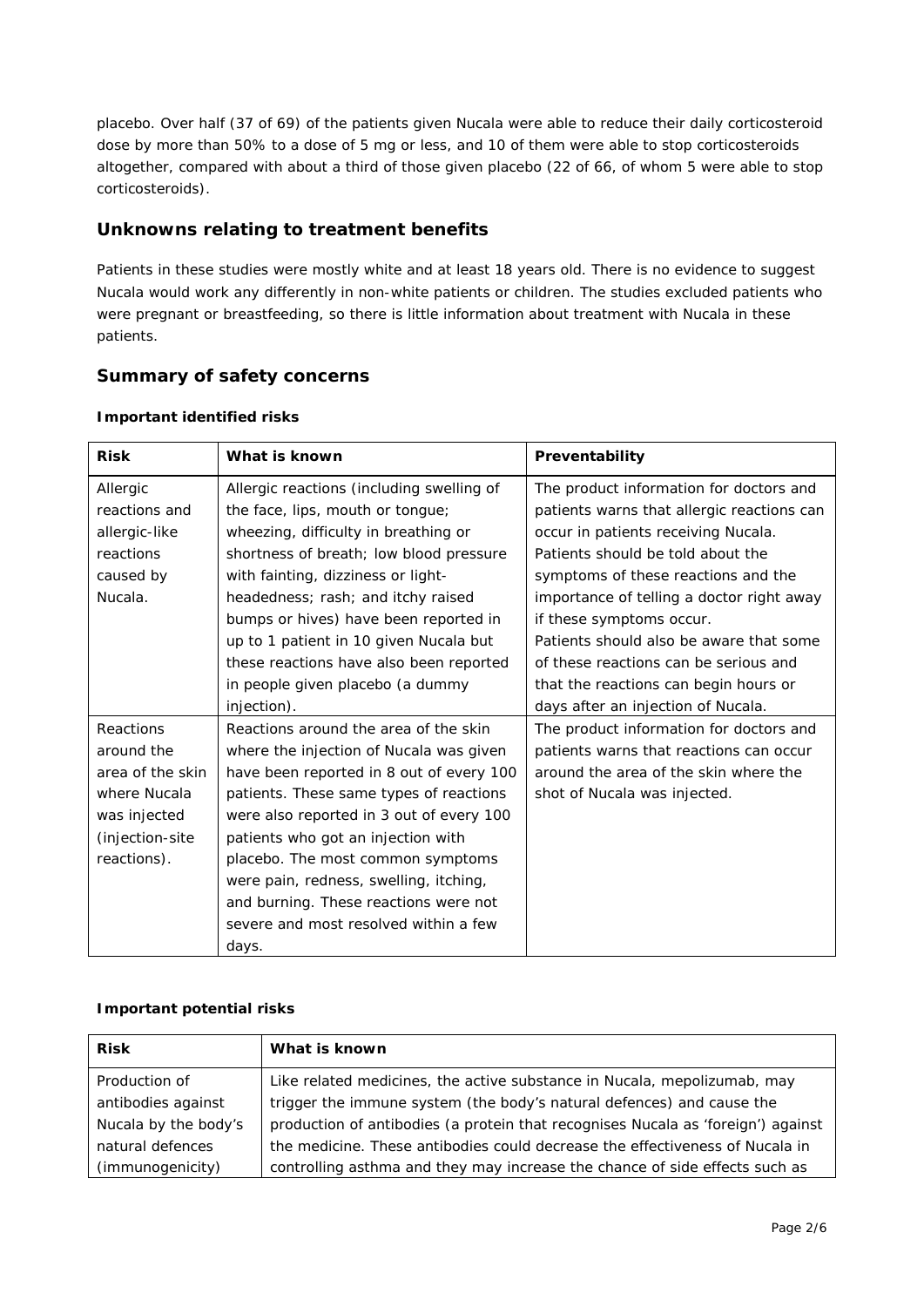placebo. Over half (37 of 69) of the patients given Nucala were able to reduce their daily corticosteroid dose by more than 50% to a dose of 5 mg or less, and 10 of them were able to stop corticosteroids altogether, compared with about a third of those given placebo (22 of 66, of whom 5 were able to stop corticosteroids).

## Unknowns relating to treatment benefits

Patients in these studies were mostly white and at least 18 years old. There is no evidence to suggest Nucala would work any differently in non-white patients or children. The studies excluded patients who were pregnant or breastfeeding, so there is little information about treatment with Nucala in these patients.

## Summary of safety concerns

### Important identified risks

| Risk | What is known | Preventability |
|---|---|---|
| Allergic reactions and allergic-like reactions caused by Nucala. | Allergic reactions (including swelling of the face, lips, mouth or tongue; wheezing, difficulty in breathing or shortness of breath; low blood pressure with fainting, dizziness or light-headedness; rash; and itchy raised bumps or hives) have been reported in up to 1 patient in 10 given Nucala but these reactions have also been reported in people given placebo (a dummy injection). | The product information for doctors and patients warns that allergic reactions can occur in patients receiving Nucala. Patients should be told about the symptoms of these reactions and the importance of telling a doctor right away if these symptoms occur. Patients should also be aware that some of these reactions can be serious and that the reactions can begin hours or days after an injection of Nucala. |
| Reactions around the area of the skin where Nucala was injected (injection-site reactions). | Reactions around the area of the skin where the injection of Nucala was given have been reported in 8 out of every 100 patients. These same types of reactions were also reported in 3 out of every 100 patients who got an injection with placebo. The most common symptoms were pain, redness, swelling, itching, and burning. These reactions were not severe and most resolved within a few days. | The product information for doctors and patients warns that reactions can occur around the area of the skin where the shot of Nucala was injected. |

### Important potential risks

| Risk | What is known |
|---|---|
| Production of antibodies against Nucala by the body's natural defences (immunogenicity) | Like related medicines, the active substance in Nucala, mepolizumab, may trigger the immune system (the body's natural defences) and cause the production of antibodies (a protein that recognises Nucala as 'foreign') against the medicine. These antibodies could decrease the effectiveness of Nucala in controlling asthma and they may increase the chance of side effects such as |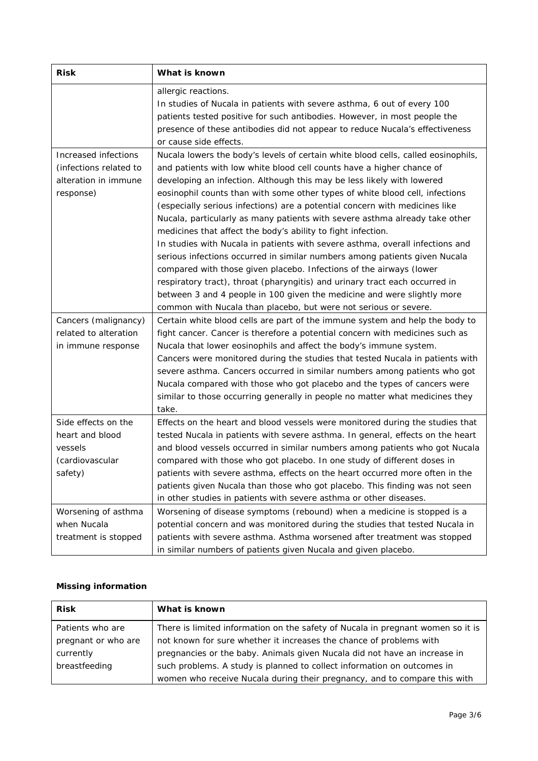| Risk | What is known |
|---|---|
| | allergic reactions.<br>In studies of Nucala in patients with severe asthma, 6 out of every 100 patients tested positive for such antibodies. However, in most people the presence of these antibodies did not appear to reduce Nucala's effectiveness or cause side effects. |
| Increased infections (infections related to alteration in immune response) | Nucala lowers the body's levels of certain white blood cells, called eosinophils, and patients with low white blood cell counts have a higher chance of developing an infection. Although this may be less likely with lowered eosinophil counts than with some other types of white blood cell, infections (especially serious infections) are a potential concern with medicines like Nucala, particularly as many patients with severe asthma already take other medicines that affect the body's ability to fight infection.<br>In studies with Nucala in patients with severe asthma, overall infections and serious infections occurred in similar numbers among patients given Nucala compared with those given placebo. Infections of the airways (lower respiratory tract), throat (pharyngitis) and urinary tract each occurred in between 3 and 4 people in 100 given the medicine and were slightly more common with Nucala than placebo, but were not serious or severe. |
| Cancers (malignancy) related to alteration in immune response | Certain white blood cells are part of the immune system and help the body to fight cancer. Cancer is therefore a potential concern with medicines such as Nucala that lower eosinophils and affect the body's immune system.<br>Cancers were monitored during the studies that tested Nucala in patients with severe asthma. Cancers occurred in similar numbers among patients who got Nucala compared with those who got placebo and the types of cancers were similar to those occurring generally in people no matter what medicines they take. |
| Side effects on the heart and blood vessels (cardiovascular safety) | Effects on the heart and blood vessels were monitored during the studies that tested Nucala in patients with severe asthma. In general, effects on the heart and blood vessels occurred in similar numbers among patients who got Nucala compared with those who got placebo. In one study of different doses in patients with severe asthma, effects on the heart occurred more often in the patients given Nucala than those who got placebo. This finding was not seen in other studies in patients with severe asthma or other diseases. |
| Worsening of asthma when Nucala treatment is stopped | Worsening of disease symptoms (rebound) when a medicine is stopped is a potential concern and was monitored during the studies that tested Nucala in patients with severe asthma. Asthma worsened after treatment was stopped in similar numbers of patients given Nucala and given placebo. |

**Missing information**

| Risk | What is known |
|---|---|
| Patients who are pregnant or who are currently breastfeeding | There is limited information on the safety of Nucala in pregnant women so it is not known for sure whether it increases the chance of problems with pregnancies or the baby. Animals given Nucala did not have an increase in such problems. A study is planned to collect information on outcomes in women who receive Nucala during their pregnancy, and to compare this with |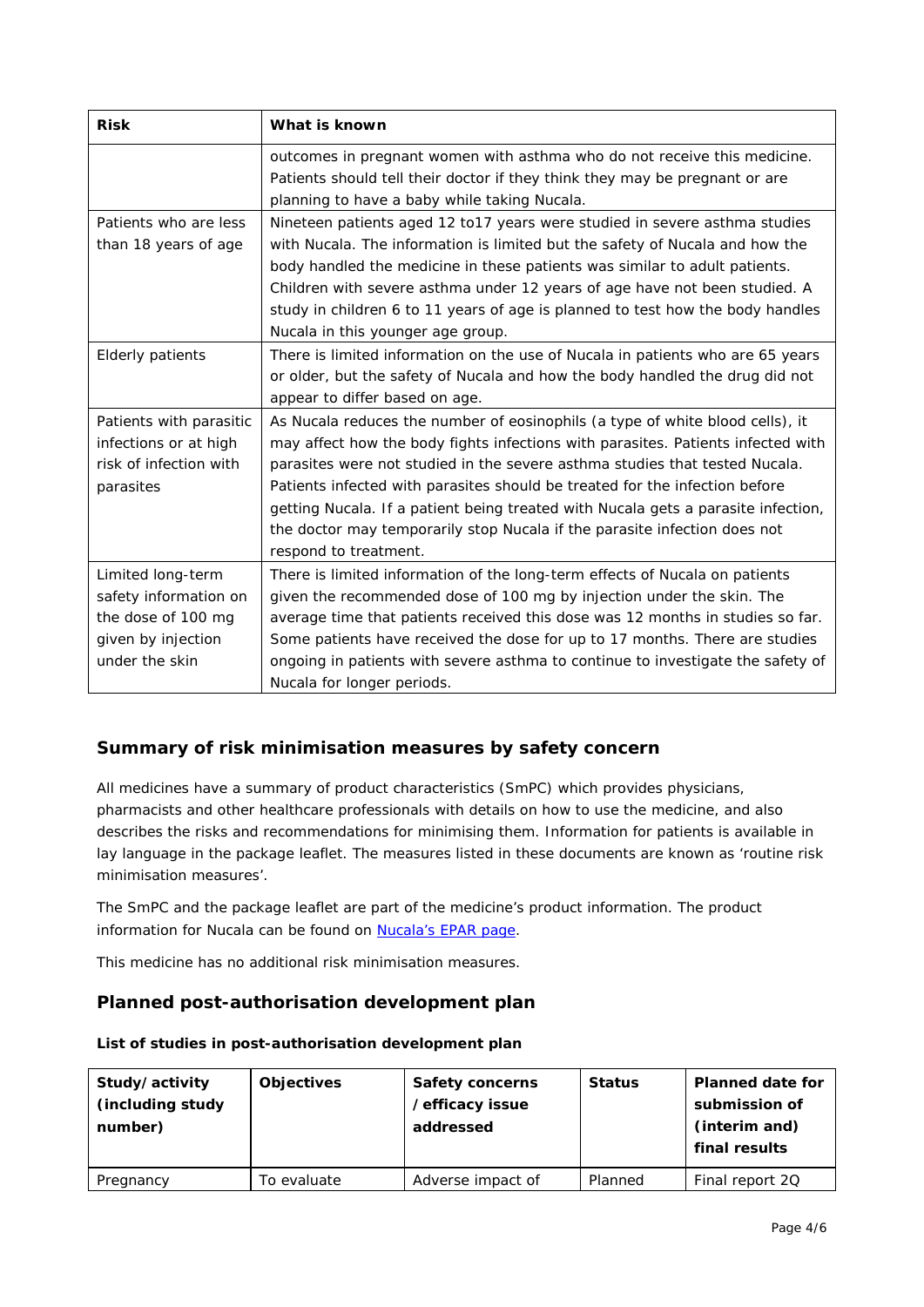| Risk | What is known |
| --- | --- |
| | outcomes in pregnant women with asthma who do not receive this medicine. Patients should tell their doctor if they think they may be pregnant or are planning to have a baby while taking Nucala. |
| Patients who are less than 18 years of age | Nineteen patients aged 12 to17 years were studied in severe asthma studies with Nucala. The information is limited but the safety of Nucala and how the body handled the medicine in these patients was similar to adult patients. Children with severe asthma under 12 years of age have not been studied. A study in children 6 to 11 years of age is planned to test how the body handles Nucala in this younger age group. |
| Elderly patients | There is limited information on the use of Nucala in patients who are 65 years or older, but the safety of Nucala and how the body handled the drug did not appear to differ based on age. |
| Patients with parasitic infections or at high risk of infection with parasites | As Nucala reduces the number of eosinophils (a type of white blood cells), it may affect how the body fights infections with parasites. Patients infected with parasites were not studied in the severe asthma studies that tested Nucala. Patients infected with parasites should be treated for the infection before getting Nucala. If a patient being treated with Nucala gets a parasite infection, the doctor may temporarily stop Nucala if the parasite infection does not respond to treatment. |
| Limited long-term safety information on the dose of 100 mg given by injection under the skin | There is limited information of the long-term effects of Nucala on patients given the recommended dose of 100 mg by injection under the skin. The average time that patients received this dose was 12 months in studies so far. Some patients have received the dose for up to 17 months. There are studies ongoing in patients with severe asthma to continue to investigate the safety of Nucala for longer periods. |

## Summary of risk minimisation measures by safety concern

All medicines have a summary of product characteristics (SmPC) which provides physicians, pharmacists and other healthcare professionals with details on how to use the medicine, and also describes the risks and recommendations for minimising them. Information for patients is available in lay language in the package leaflet. The measures listed in these documents are known as 'routine risk minimisation measures'.

The SmPC and the package leaflet are part of the medicine's product information. The product information for Nucala can be found on Nucala's EPAR page.

This medicine has no additional risk minimisation measures.

## Planned post-authorisation development plan

**List of studies in post-authorisation development plan**

| Study/activity (including study number) | Objectives | Safety concerns /efficacy issue addressed | Status | Planned date for submission of (interim and) final results |
| --- | --- | --- | --- | --- |
| Pregnancy | To evaluate | Adverse impact of | Planned | Final report 2Q |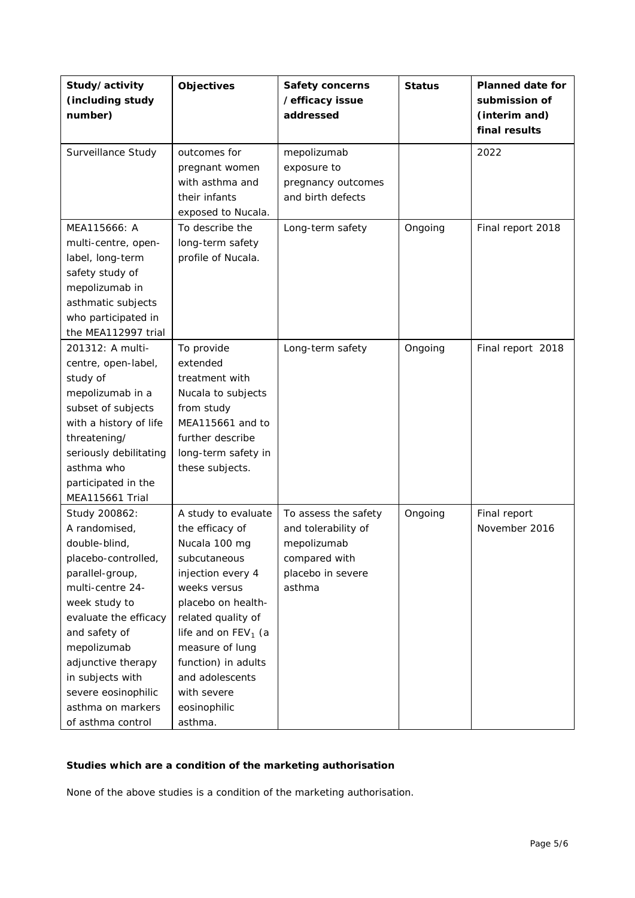| Study/activity (including study number) | Objectives | Safety concerns /efficacy issue addressed | Status | Planned date for submission of (interim and) final results |
|---|---|---|---|---|
| Surveillance Study | outcomes for pregnant women with asthma and their infants exposed to Nucala. | mepolizumab exposure to pregnancy outcomes and birth defects | | 2022 |
| MEA115666: A multi-centre, open-label, long-term safety study of mepolizumab in asthmatic subjects who participated in the MEA112997 trial | To describe the long-term safety profile of Nucala. | Long-term safety | Ongoing | Final report 2018 |
| 201312: A multi-centre, open-label, study of mepolizumab in a subset of subjects with a history of life threatening/ seriously debilitating asthma who participated in the MEA115661 Trial | To provide extended treatment with Nucala to subjects from study MEA115661 and to further describe long-term safety in these subjects. | Long-term safety | Ongoing | Final report 2018 |
| Study 200862: A randomised, double-blind, placebo-controlled, parallel-group, multi-centre 24-week study to evaluate the efficacy and safety of mepolizumab adjunctive therapy in subjects with severe eosinophilic asthma on markers of asthma control | A study to evaluate the efficacy of Nucala 100 mg subcutaneous injection every 4 weeks versus placebo on health-related quality of life and on $FEV_1$ (a measure of lung function) in adults and adolescents with severe eosinophilic asthma. | To assess the safety and tolerability of mepolizumab compared with placebo in severe asthma | Ongoing | Final report November 2016 |

**Studies which are a condition of the marketing authorisation**

None of the above studies is a condition of the marketing authorisation.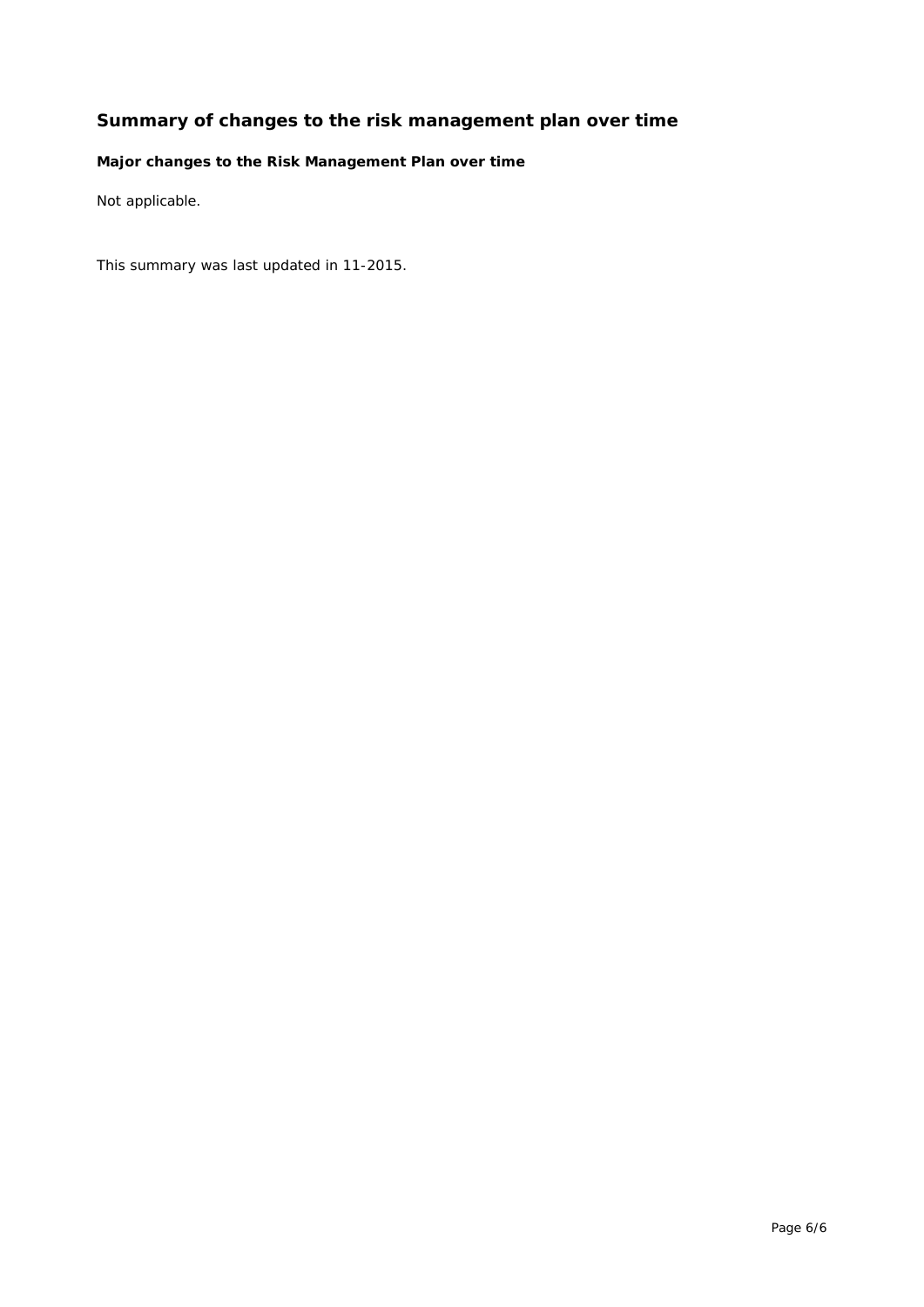## Summary of changes to the risk management plan over time

### Major changes to the Risk Management Plan over time

Not applicable.

This summary was last updated in 11-2015.